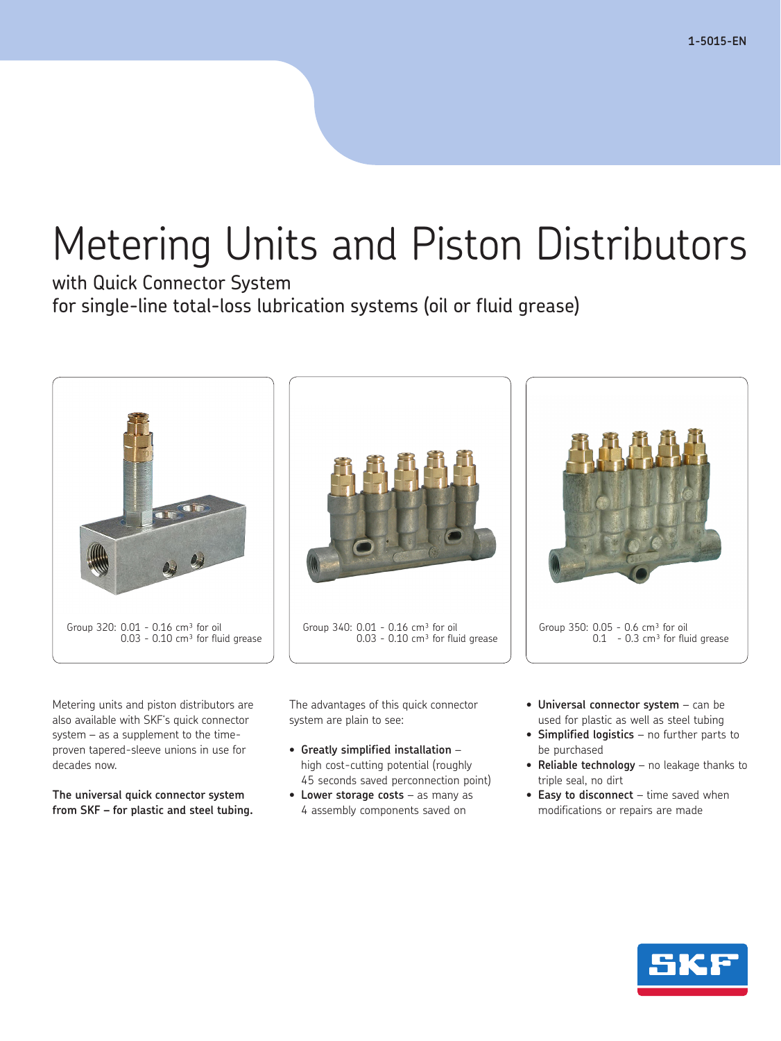# Metering Units and Piston Distributors

with Quick Connector System
for single-line total-loss lubrication systems (oil or fluid grease)

Group 320: 0.01 - 0.16 cm³ for oil
0.03 - 0.10 cm³ for fluid grease

Group 340: 0.01 - 0.16 cm³ for oil
0.03 - 0.10 cm³ for fluid grease

Group 350: 0.05 - 0.6 cm³ for oil
0.1 - 0.3 cm³ for fluid grease

Metering units and piston distributors are also available with SKF's quick connector system – as a supplement to the time-proven tapered-sleeve unions in use for decades now.

**The universal quick connector system from SKF – for plastic and steel tubing.**

The advantages of this quick connector system are plain to see:

- **Greatly simplified installation** – high cost-cutting potential (roughly 45 seconds saved perconnection point)
- **Lower storage costs** – as many as 4 assembly components saved on
- **Universal connector system** – can be used for plastic as well as steel tubing
- **Simplified logistics** – no further parts to be purchased
- **Reliable technology** – no leakage thanks to triple seal, no dirt
- **Easy to disconnect** – time saved when modifications or repairs are made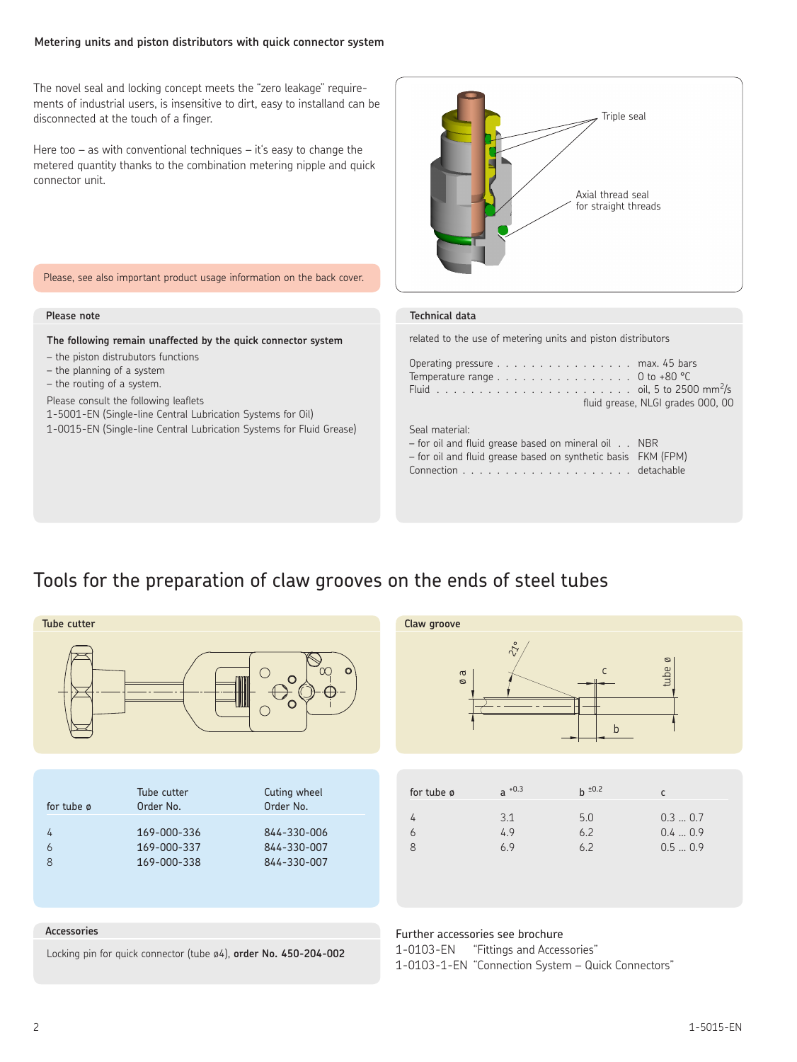## Metering units and piston distributors with quick connector system

The novel seal and locking concept meets the "zero leakage" requirements of industrial users, is insensitive to dirt, easy to installand can be disconnected at the touch of a finger.

Here too – as with conventional techniques – it's easy to change the metered quantity thanks to the combination metering nipple and quick connector unit.

Triple seal

Axial thread seal for straight threads

Please, see also important product usage information on the back cover.

### Please note

**The following remain unaffected by the quick connector system**

– the piston distrubutors functions
– the planning of a system
– the routing of a system.

Please consult the following leaflets
1-5001-EN (Single-line Central Lubrication Systems for Oil)
1-0015-EN (Single-line Central Lubrication Systems for Fluid Grease)

### Technical data

related to the use of metering units and piston distributors

Operating pressure . . . . . . . . . . . . . . . . max. 45 bars
Temperature range . . . . . . . . . . . . . . . . 0 to +80 °C
Fluid . . . . . . . . . . . . . . . . . . . . . . . oil, 5 to 2500 $mm^2/s$
fluid grease, NLGI grades 000, 00

Seal material:
– for oil and fluid grease based on mineral oil . . NBR
– for oil and fluid grease based on synthetic basis FKM (FPM)
Connection . . . . . . . . . . . . . . . . . . . detachable

# Tools for the preparation of claw grooves on the ends of steel tubes

### Tube cutter

### Claw groove

ø a, 21°, c, tube ø, b

| for tube ø | Tube cutter Order No. | Cuting wheel Order No. |
|---|---|---|
| 4 | 169-000-336 | 844-330-006 |
| 6 | 169-000-337 | 844-330-007 |
| 8 | 169-000-338 | 844-330-007 |

| for tube ø | $a^{+0.3}$ | $b^{\pm 0.2}$ | c |
|---|---|---|---|
| 4 | 3.1 | 5.0 | 0.3 ... 0.7 |
| 6 | 4.9 | 6.2 | 0.4 ... 0.9 |
| 8 | 6.9 | 6.2 | 0.5 ... 0.9 |

### Accessories

Locking pin for quick connector (tube ø4), **order No. 450-204-002**

Further accessories see brochure
1-0103-EN "Fittings and Accessories"
1-0103-1-EN "Connection System – Quick Connectors"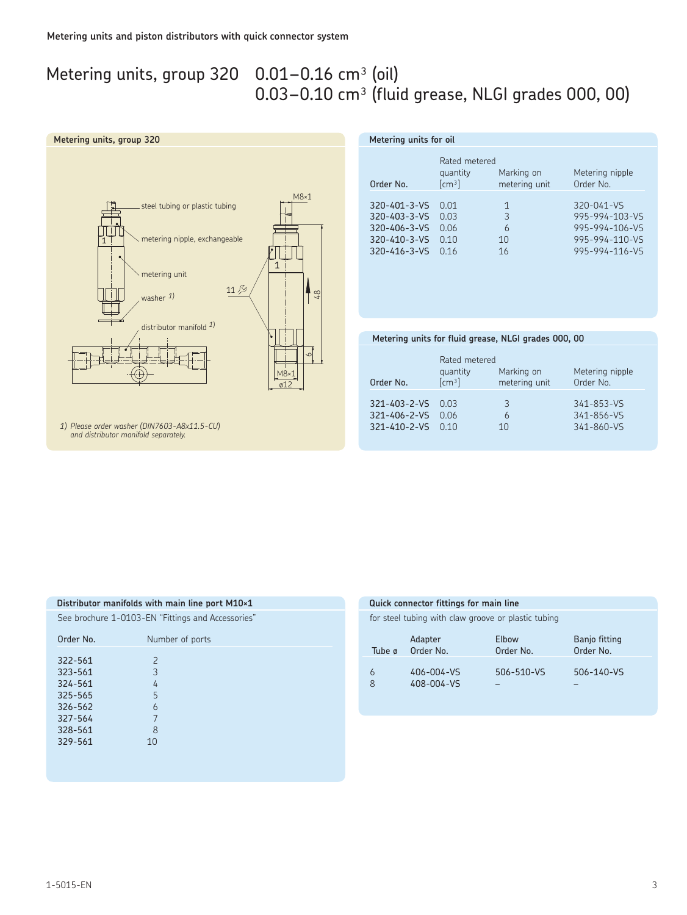Metering units and piston distributors with quick connector system

# Metering units, group 320 0.01–0.16 $cm^3$ (oil) 0.03–0.10 $cm^3$ (fluid grease, NLGI grades 000, 00)

## Metering units, group 320

steel tubing or plastic tubing

metering nipple, exchangeable

metering unit

washer 1)

distributor manifold 1)

M8×1

11

48

6

M8×1

ø12

*1) Please order washer (DIN7603-A8x11.5-CU) and distributor manifold separately.*

## Metering units for oil

| Order No. | Rated metered quantity [cm³] | Marking on metering unit | Metering nipple Order No. |
|---|---|---|---|
| 320-401-3-VS | 0.01 | 1 | 320-041-VS |
| 320-403-3-VS | 0.03 | 3 | 995-994-103-VS |
| 320-406-3-VS | 0.06 | 6 | 995-994-106-VS |
| 320-410-3-VS | 0.10 | 10 | 995-994-110-VS |
| 320-416-3-VS | 0.16 | 16 | 995-994-116-VS |

## Metering units for fluid grease, NLGI grades 000, 00

| Order No. | Rated metered quantity [cm³] | Marking on metering unit | Metering nipple Order No. |
|---|---|---|---|
| 321-403-2-VS | 0.03 | 3 | 341-853-VS |
| 321-406-2-VS | 0.06 | 6 | 341-856-VS |
| 321-410-2-VS | 0.10 | 10 | 341-860-VS |

## Distributor manifolds with main line port M10×1

See brochure 1-0103-EN "Fittings and Accessories"

| Order No. | Number of ports |
|---|---|
| 322-561 | 2 |
| 323-561 | 3 |
| 324-561 | 4 |
| 325-565 | 5 |
| 326-562 | 6 |
| 327-564 | 7 |
| 328-561 | 8 |
| 329-561 | 10 |

## Quick connector fittings for main line

for steel tubing with claw groove or plastic tubing

| Tube ø | Adapter Order No. | Elbow Order No. | Banjo fitting Order No. |
|---|---|---|---|
| 6 | 406-004-VS | 506-510-VS | 506-140-VS |
| 8 | 408-004-VS | – | – |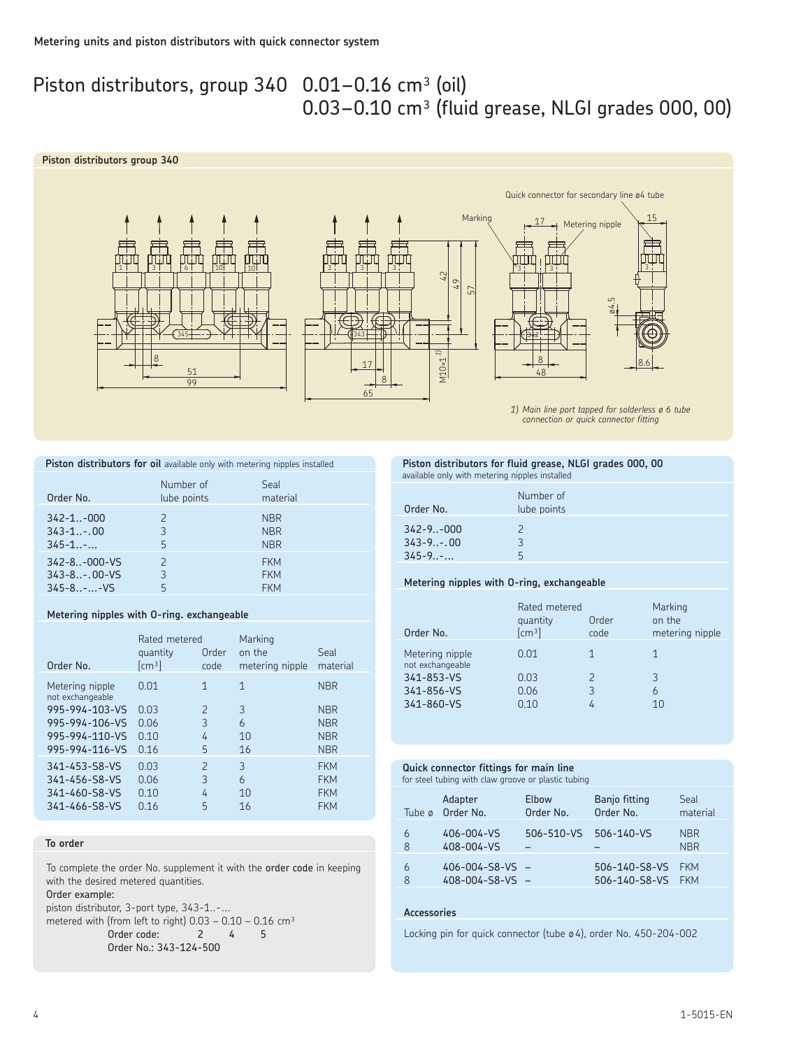Metering units and piston distributors with quick connector system

# Piston distributors, group 340 0.01–0.16 cm³ (oil) 0.03–0.10 cm³ (fluid grease, NLGI grades 000, 00)

**Piston distributors group 340**

1) Main line port tapped for solderless ø 6 tube connection or quick connector fitting

**Piston distributors for oil** available only with metering nipples installed

| Order No. | Number of lube points | Seal material |
|---|---|---|
| 342-1..-000 | 2 | NBR |
| 343-1..-.00 | 3 | NBR |
| 345-1..-... | 5 | NBR |
| 342-8..-000-VS | 2 | FKM |
| 343-8..-.00-VS | 3 | FKM |
| 345-8..-...-VS | 5 | FKM |

**Metering nipples with O-ring. exchangeable**

| Order No. | Rated metered quantity [cm³] | Order code | Marking on the metering nipple | Seal material |
|---|---|---|---|---|
| Metering nipple not exchangeable | 0.01 | 1 | 1 | NBR |
| 995-994-103-VS | 0.03 | 2 | 3 | NBR |
| 995-994-106-VS | 0.06 | 3 | 6 | NBR |
| 995-994-110-VS | 0.10 | 4 | 10 | NBR |
| 995-994-116-VS | 0.16 | 5 | 16 | NBR |
| 341-453-S8-VS | 0.03 | 2 | 3 | FKM |
| 341-456-S8-VS | 0.06 | 3 | 6 | FKM |
| 341-460-S8-VS | 0.10 | 4 | 10 | FKM |
| 341-466-S8-VS | 0.16 | 5 | 16 | FKM |

**To order**

To complete the order No. supplement it with the **order code** in keeping with the desired metered quantities.
**Order example:**
piston distributor, 3-port type, 343-1..-...
metered with (from left to right) 0.03 – 0.10 – 0.16 cm³
Order code: 2 4 5
Order No.: 343-124-500

**Piston distributors for fluid grease, NLGI grades 000, 00**
available only with metering nipples installed

| Order No. | Number of lube points |
|---|---|
| 342-9..-000 | 2 |
| 343-9..-.00 | 3 |
| 345-9..-... | 5 |

**Metering nipples with O-ring, exchangeable**

| Order No. | Rated metered quantity [cm³] | Order code | Marking on the metering nipple |
|---|---|---|---|
| Metering nipple not exchangeable | 0.01 | 1 | 1 |
| 341-853-VS | 0.03 | 2 | 3 |
| 341-856-VS | 0.06 | 3 | 6 |
| 341-860-VS | 0.10 | 4 | 10 |

**Quick connector fittings for main line**
for steel tubing with claw groove or plastic tubing

| Tube ø | Adapter Order No. | Elbow Order No. | Banjo fitting Order No. | Seal material |
|---|---|---|---|---|
| 6 | 406-004-VS | 506-510-VS | 506-140-VS | NBR |
| 8 | 408-004-VS | – | – | NBR |
| 6 | 406-004-S8-VS | – | 506-140-S8-VS | FKM |
| 8 | 408-004-S8-VS | – | 506-160-S8-VS | FKM |

**Accessories**

Locking pin for quick connector (tube ø4), order No. 450-204-002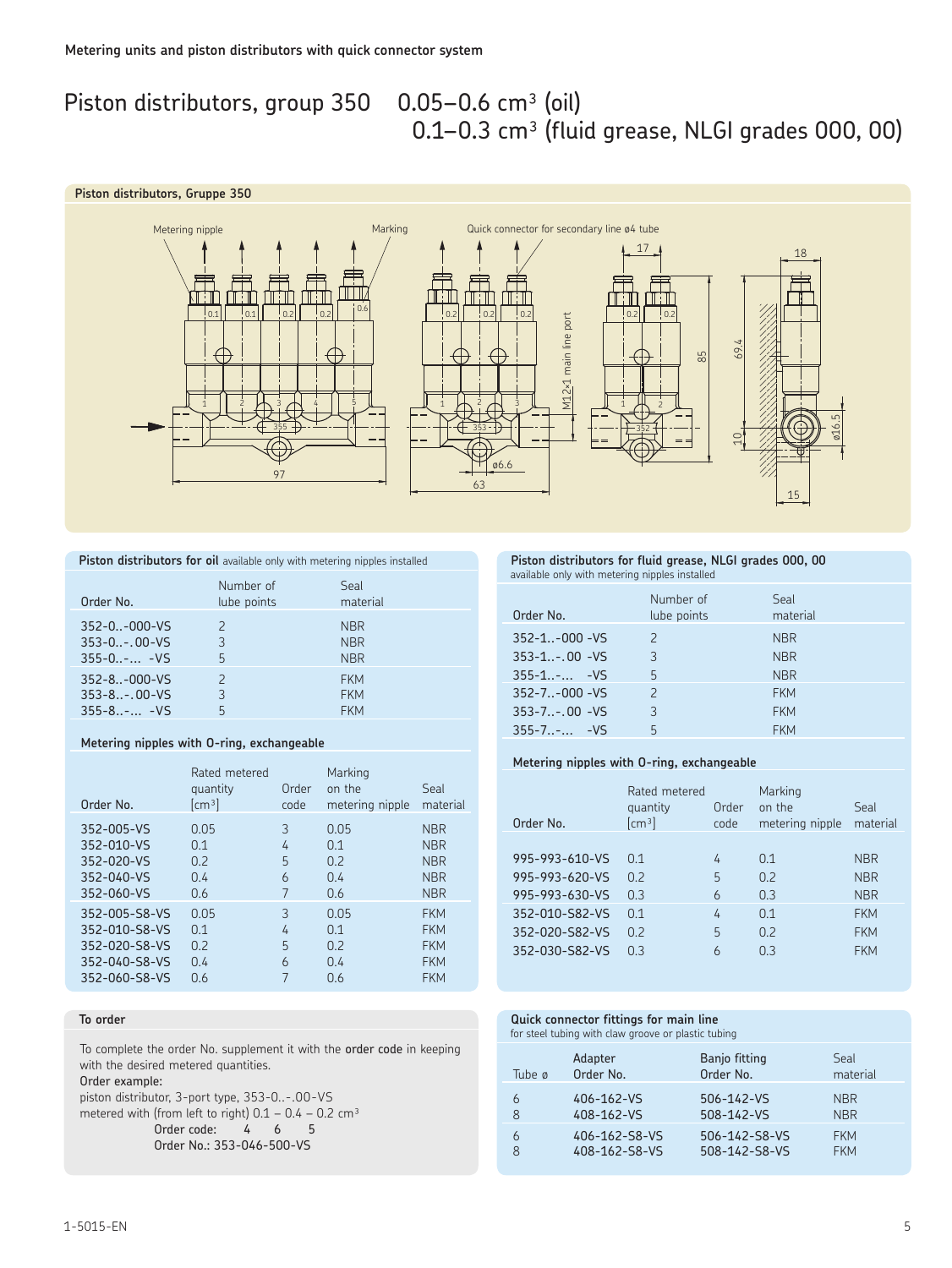Metering units and piston distributors with quick connector system

# Piston distributors, group 350 0.05–0.6 cm³ (oil) 0.1–0.3 cm³ (fluid grease, NLGI grades 000, 00)

**Piston distributors, Gruppe 350**

**Piston distributors for oil** available only with metering nipples installed

| Order No. | Number of lube points | Seal material |
|---|---|---|
| 352-0..-000-VS | 2 | NBR |
| 353-0..-.00-VS | 3 | NBR |
| 355-0..-... -VS | 5 | NBR |
| 352-8..-000-VS | 2 | FKM |
| 353-8..-.00-VS | 3 | FKM |
| 355-8..-... -VS | 5 | FKM |

**Metering nipples with O-ring, exchangeable**

| Order No. | Rated metered quantity [cm³] | Order code | Marking on the metering nipple | Seal material |
|---|---|---|---|---|
| 352-005-VS | 0.05 | 3 | 0.05 | NBR |
| 352-010-VS | 0.1 | 4 | 0.1 | NBR |
| 352-020-VS | 0.2 | 5 | 0.2 | NBR |
| 352-040-VS | 0.4 | 6 | 0.4 | NBR |
| 352-060-VS | 0.6 | 7 | 0.6 | NBR |
| 352-005-S8-VS | 0.05 | 3 | 0.05 | FKM |
| 352-010-S8-VS | 0.1 | 4 | 0.1 | FKM |
| 352-020-S8-VS | 0.2 | 5 | 0.2 | FKM |
| 352-040-S8-VS | 0.4 | 6 | 0.4 | FKM |
| 352-060-S8-VS | 0.6 | 7 | 0.6 | FKM |

**Piston distributors for fluid grease, NLGI grades 000, 00**
available only with metering nipples installed

| Order No. | Number of lube points | Seal material |
|---|---|---|
| 352-1..-000 -VS | 2 | NBR |
| 353-1..-.00 -VS | 3 | NBR |
| 355-1..-... -VS | 5 | NBR |
| 352-7..-000 -VS | 2 | FKM |
| 353-7..-.00 -VS | 3 | FKM |
| 355-7..-... -VS | 5 | FKM |

**Metering nipples with O-ring, exchangeable**

| Order No. | Rated metered quantity [cm³] | Order code | Marking on the metering nipple | Seal material |
|---|---|---|---|---|
| 995-993-610-VS | 0.1 | 4 | 0.1 | NBR |
| 995-993-620-VS | 0.2 | 5 | 0.2 | NBR |
| 995-993-630-VS | 0.3 | 6 | 0.3 | NBR |
| 352-010-S82-VS | 0.1 | 4 | 0.1 | FKM |
| 352-020-S82-VS | 0.2 | 5 | 0.2 | FKM |
| 352-030-S82-VS | 0.3 | 6 | 0.3 | FKM |

**To order**

To complete the order No. supplement it with the **order code** in keeping with the desired metered quantities.

**Order example:**

piston distributor, 3-port type, 353-0..-.00-VS
metered with (from left to right) 0.1 – 0.4 – 0.2 cm³

Order code: 4 6 5
Order No.: 353-046-500-VS

**Quick connector fittings for main line**
for steel tubing with claw groove or plastic tubing

| Tube ø | Adapter Order No. | Banjo fitting Order No. | Seal material |
|---|---|---|---|
| 6 | 406-162-VS | 506-142-VS | NBR |
| 8 | 408-162-VS | 508-142-VS | NBR |
| 6 | 406-162-S8-VS | 506-142-S8-VS | FKM |
| 8 | 408-162-S8-VS | 508-142-S8-VS | FKM |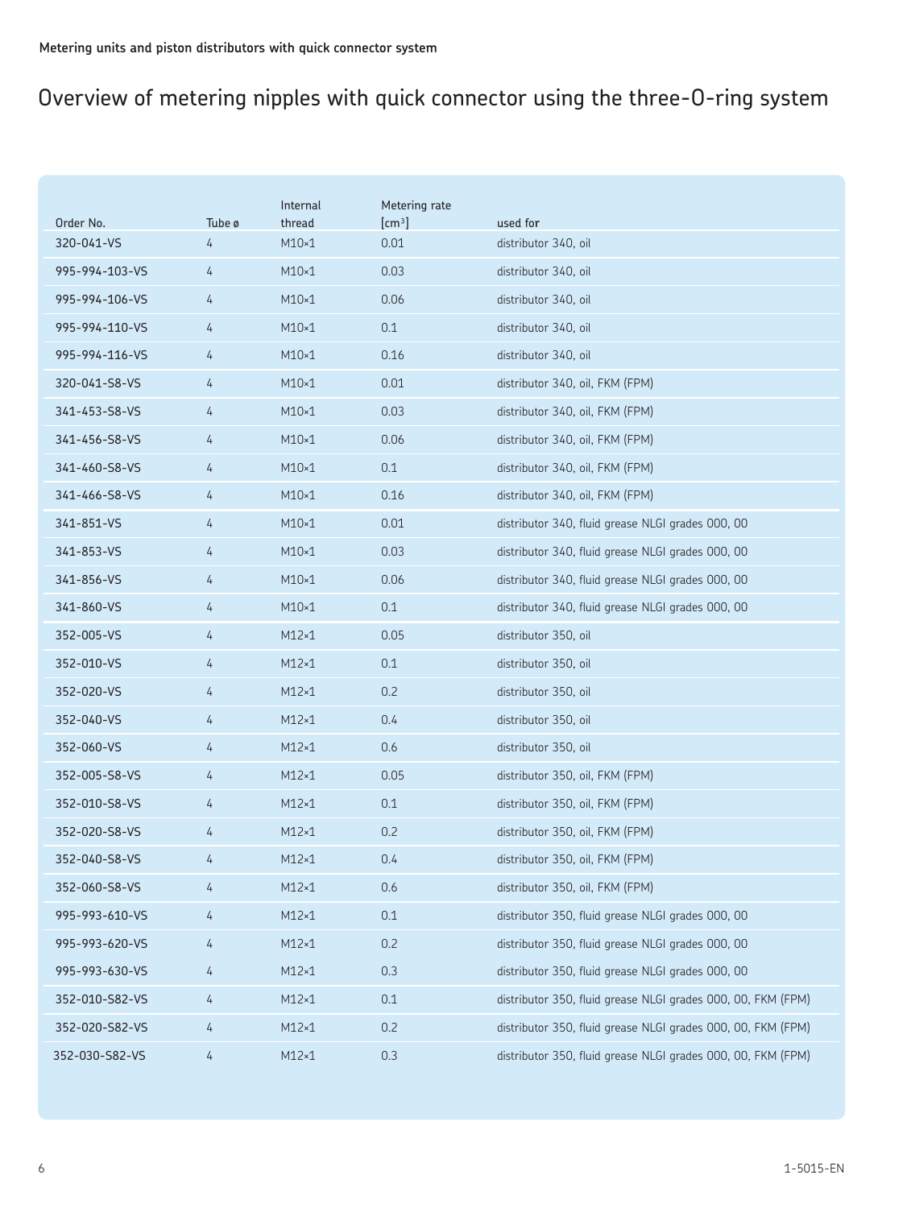# Overview of metering nipples with quick connector using the three-O-ring system

| Order No. | Tube ø | Internal thread | Metering rate [cm³] | used for |
|---|---|---|---|---|
| 320-041-VS | 4 | M10×1 | 0.01 | distributor 340, oil |
| 995-994-103-VS | 4 | M10×1 | 0.03 | distributor 340, oil |
| 995-994-106-VS | 4 | M10×1 | 0.06 | distributor 340, oil |
| 995-994-110-VS | 4 | M10×1 | 0.1 | distributor 340, oil |
| 995-994-116-VS | 4 | M10×1 | 0.16 | distributor 340, oil |
| 320-041-S8-VS | 4 | M10×1 | 0.01 | distributor 340, oil, FKM (FPM) |
| 341-453-S8-VS | 4 | M10×1 | 0.03 | distributor 340, oil, FKM (FPM) |
| 341-456-S8-VS | 4 | M10×1 | 0.06 | distributor 340, oil, FKM (FPM) |
| 341-460-S8-VS | 4 | M10×1 | 0.1 | distributor 340, oil, FKM (FPM) |
| 341-466-S8-VS | 4 | M10×1 | 0.16 | distributor 340, oil, FKM (FPM) |
| 341-851-VS | 4 | M10×1 | 0.01 | distributor 340, fluid grease NLGI grades 000, 00 |
| 341-853-VS | 4 | M10×1 | 0.03 | distributor 340, fluid grease NLGI grades 000, 00 |
| 341-856-VS | 4 | M10×1 | 0.06 | distributor 340, fluid grease NLGI grades 000, 00 |
| 341-860-VS | 4 | M10×1 | 0.1 | distributor 340, fluid grease NLGI grades 000, 00 |
| 352-005-VS | 4 | M12×1 | 0.05 | distributor 350, oil |
| 352-010-VS | 4 | M12×1 | 0.1 | distributor 350, oil |
| 352-020-VS | 4 | M12×1 | 0.2 | distributor 350, oil |
| 352-040-VS | 4 | M12×1 | 0.4 | distributor 350, oil |
| 352-060-VS | 4 | M12×1 | 0.6 | distributor 350, oil |
| 352-005-S8-VS | 4 | M12×1 | 0.05 | distributor 350, oil, FKM (FPM) |
| 352-010-S8-VS | 4 | M12×1 | 0.1 | distributor 350, oil, FKM (FPM) |
| 352-020-S8-VS | 4 | M12×1 | 0.2 | distributor 350, oil, FKM (FPM) |
| 352-040-S8-VS | 4 | M12×1 | 0.4 | distributor 350, oil, FKM (FPM) |
| 352-060-S8-VS | 4 | M12×1 | 0.6 | distributor 350, oil, FKM (FPM) |
| 995-993-610-VS | 4 | M12×1 | 0.1 | distributor 350, fluid grease NLGI grades 000, 00 |
| 995-993-620-VS | 4 | M12×1 | 0.2 | distributor 350, fluid grease NLGI grades 000, 00 |
| 995-993-630-VS | 4 | M12×1 | 0.3 | distributor 350, fluid grease NLGI grades 000, 00 |
| 352-010-S82-VS | 4 | M12×1 | 0.1 | distributor 350, fluid grease NLGI grades 000, 00, FKM (FPM) |
| 352-020-S82-VS | 4 | M12×1 | 0.2 | distributor 350, fluid grease NLGI grades 000, 00, FKM (FPM) |
| 352-030-S82-VS | 4 | M12×1 | 0.3 | distributor 350, fluid grease NLGI grades 000, 00, FKM (FPM) |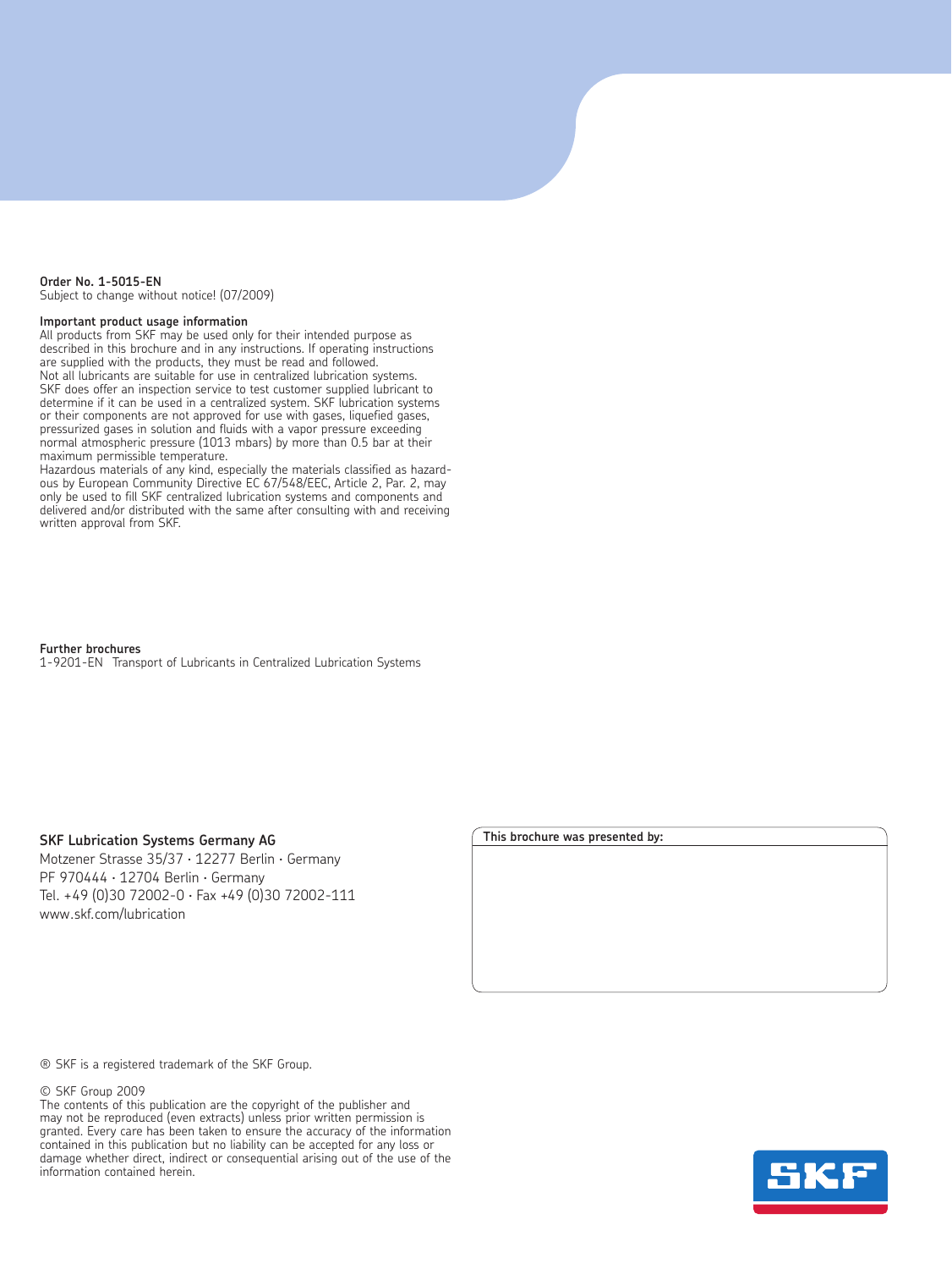**Order No. 1-5015-EN**
Subject to change without notice! (07/2009)

**Important product usage information**
All products from SKF may be used only for their intended purpose as described in this brochure and in any instructions. If operating instructions are supplied with the products, they must be read and followed.
Not all lubricants are suitable for use in centralized lubrication systems. SKF does offer an inspection service to test customer supplied lubricant to determine if it can be used in a centralized system. SKF lubrication systems or their components are not approved for use with gases, liquefied gases, pressurized gases in solution and fluids with a vapor pressure exceeding normal atmospheric pressure (1013 mbars) by more than 0.5 bar at their maximum permissible temperature.
Hazardous materials of any kind, especially the materials classified as hazardous by European Community Directive EC 67/548/EEC, Article 2, Par. 2, may only be used to fill SKF centralized lubrication systems and components and delivered and/or distributed with the same after consulting with and receiving written approval from SKF.

**Further brochures**
1-9201-EN Transport of Lubricants in Centralized Lubrication Systems

**SKF Lubrication Systems Germany AG**
Motzener Strasse 35/37 · 12277 Berlin · Germany
PF 970444 · 12704 Berlin · Germany
Tel. +49 (0)30 72002-0 · Fax +49 (0)30 72002-111
www.skf.com/lubrication

**This brochure was presented by:**

® SKF is a registered trademark of the SKF Group.

© SKF Group 2009
The contents of this publication are the copyright of the publisher and may not be reproduced (even extracts) unless prior written permission is granted. Every care has been taken to ensure the accuracy of the information contained in this publication but no liability can be accepted for any loss or damage whether direct, indirect or consequential arising out of the use of the information contained herein.

SKF